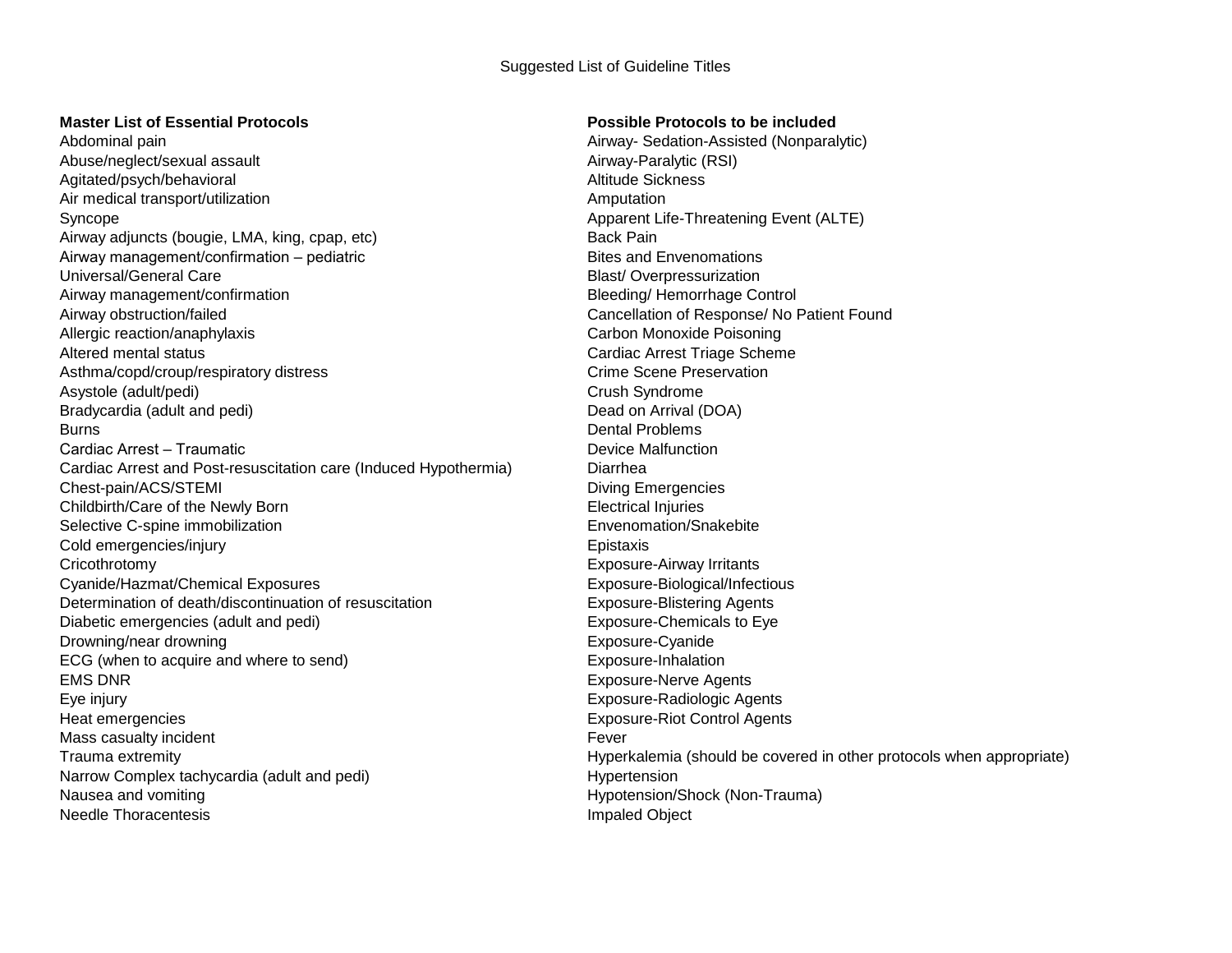# Suggested List of Guideline Titles

**Master List of Essential Protocols**

Abdominal pain
Abuse/neglect/sexual assault
Agitated/psych/behavioral
Air medical transport/utilization
Syncope
Airway adjuncts (bougie, LMA, king, cpap, etc)
Airway management/confirmation – pediatric
Universal/General Care
Airway management/confirmation
Airway obstruction/failed
Allergic reaction/anaphylaxis
Altered mental status
Asthma/copd/croup/respiratory distress
Asystole (adult/pedi)
Bradycardia (adult and pedi)
Burns
Cardiac Arrest – Traumatic
Cardiac Arrest and Post-resuscitation care (Induced Hypothermia)
Chest-pain/ACS/STEMI
Childbirth/Care of the Newly Born
Selective C-spine immobilization
Cold emergencies/injury
Cricothrotomy
Cyanide/Hazmat/Chemical Exposures
Determination of death/discontinuation of resuscitation
Diabetic emergencies (adult and pedi)
Drowning/near drowning
ECG (when to acquire and where to send)
EMS DNR
Eye injury
Heat emergencies
Mass casualty incident
Trauma extremity
Narrow Complex tachycardia (adult and pedi)
Nausea and vomiting
Needle Thoracentesis

**Possible Protocols to be included**

Airway- Sedation-Assisted (Nonparalytic)
Airway-Paralytic (RSI)
Altitude Sickness
Amputation
Apparent Life-Threatening Event (ALTE)
Back Pain
Bites and Envenomations
Blast/ Overpressurization
Bleeding/ Hemorrhage Control
Cancellation of Response/ No Patient Found
Carbon Monoxide Poisoning
Cardiac Arrest Triage Scheme
Crime Scene Preservation
Crush Syndrome
Dead on Arrival (DOA)
Dental Problems
Device Malfunction
Diarrhea
Diving Emergencies
Electrical Injuries
Envenomation/Snakebite
Epistaxis
Exposure-Airway Irritants
Exposure-Biological/Infectious
Exposure-Blistering Agents
Exposure-Chemicals to Eye
Exposure-Cyanide
Exposure-Inhalation
Exposure-Nerve Agents
Exposure-Radiologic Agents
Exposure-Riot Control Agents
Fever
Hyperkalemia (should be covered in other protocols when appropriate)
Hypertension
Hypotension/Shock (Non-Trauma)
Impaled Object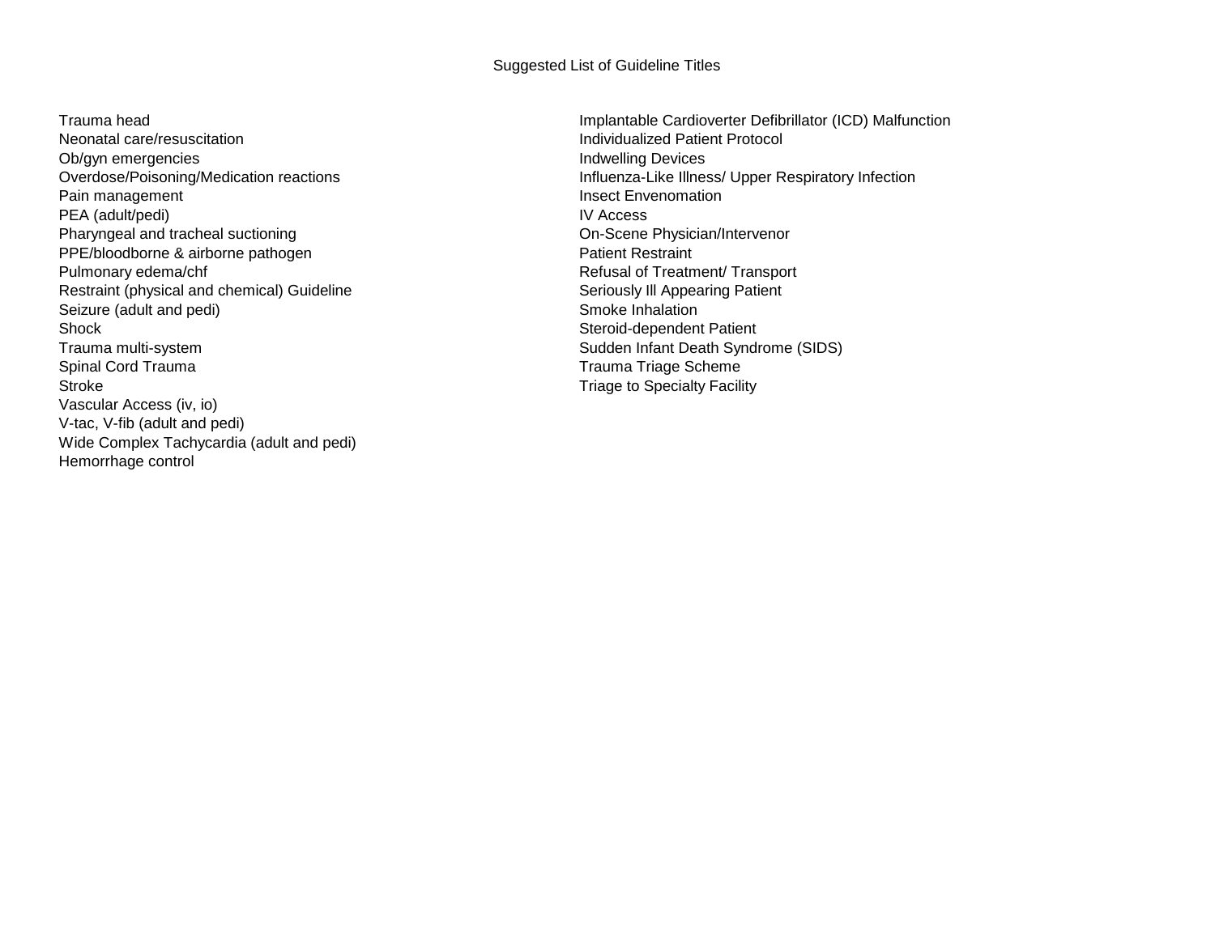Suggested List of Guideline Titles

Trauma head
Neonatal care/resuscitation
Ob/gyn emergencies
Overdose/Poisoning/Medication reactions
Pain management
PEA (adult/pedi)
Pharyngeal and tracheal suctioning
PPE/bloodborne & airborne pathogen
Pulmonary edema/chf
Restraint (physical and chemical) Guideline
Seizure (adult and pedi)
Shock
Trauma multi-system
Spinal Cord Trauma
Stroke
Vascular Access (iv, io)
V-tac, V-fib (adult and pedi)
Wide Complex Tachycardia (adult and pedi)
Hemorrhage control

Implantable Cardioverter Defibrillator (ICD) Malfunction
Individualized Patient Protocol
Indwelling Devices
Influenza-Like Illness/ Upper Respiratory Infection
Insect Envenomation
IV Access
On-Scene Physician/Intervenor
Patient Restraint
Refusal of Treatment/ Transport
Seriously Ill Appearing Patient
Smoke Inhalation
Steroid-dependent Patient
Sudden Infant Death Syndrome (SIDS)
Trauma Triage Scheme
Triage to Specialty Facility